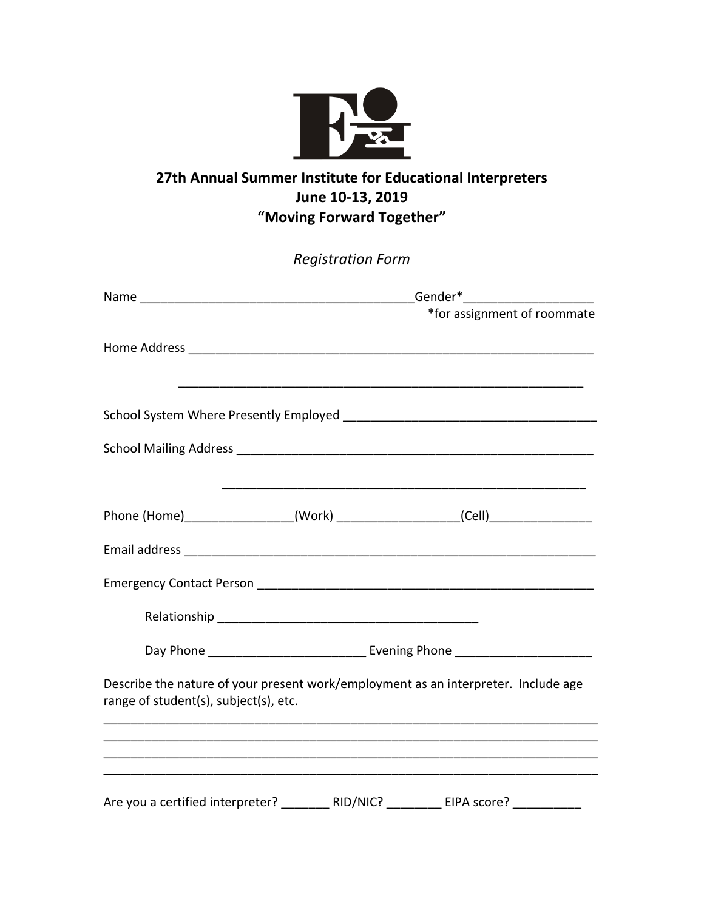# 27th Annual Summer Institute for Educational Interpreters
## June 10-13, 2019
## "Moving Forward Together"

*Registration Form*

Name _______________________________________ Gender*__________________
*for assignment of roommate

Home Address ____________________________________________________________

____________________________________________________________

School System Where Presently Employed ____________________________________

School Mailing Address ____________________________________________________

____________________________________________________

Phone (Home)_______________(Work) _________________(Cell)_______________

Email address ___________________________________________________________

Emergency Contact Person _________________________________________________

Relationship _____________________________________

Day Phone ______________________ Evening Phone ___________________

Describe the nature of your present work/employment as an interpreter. Include age range of student(s), subject(s), etc.

__________________________________________________________________________
__________________________________________________________________________
__________________________________________________________________________
__________________________________________________________________________

Are you a certified interpreter? _______ RID/NIC? ________ EIPA score? __________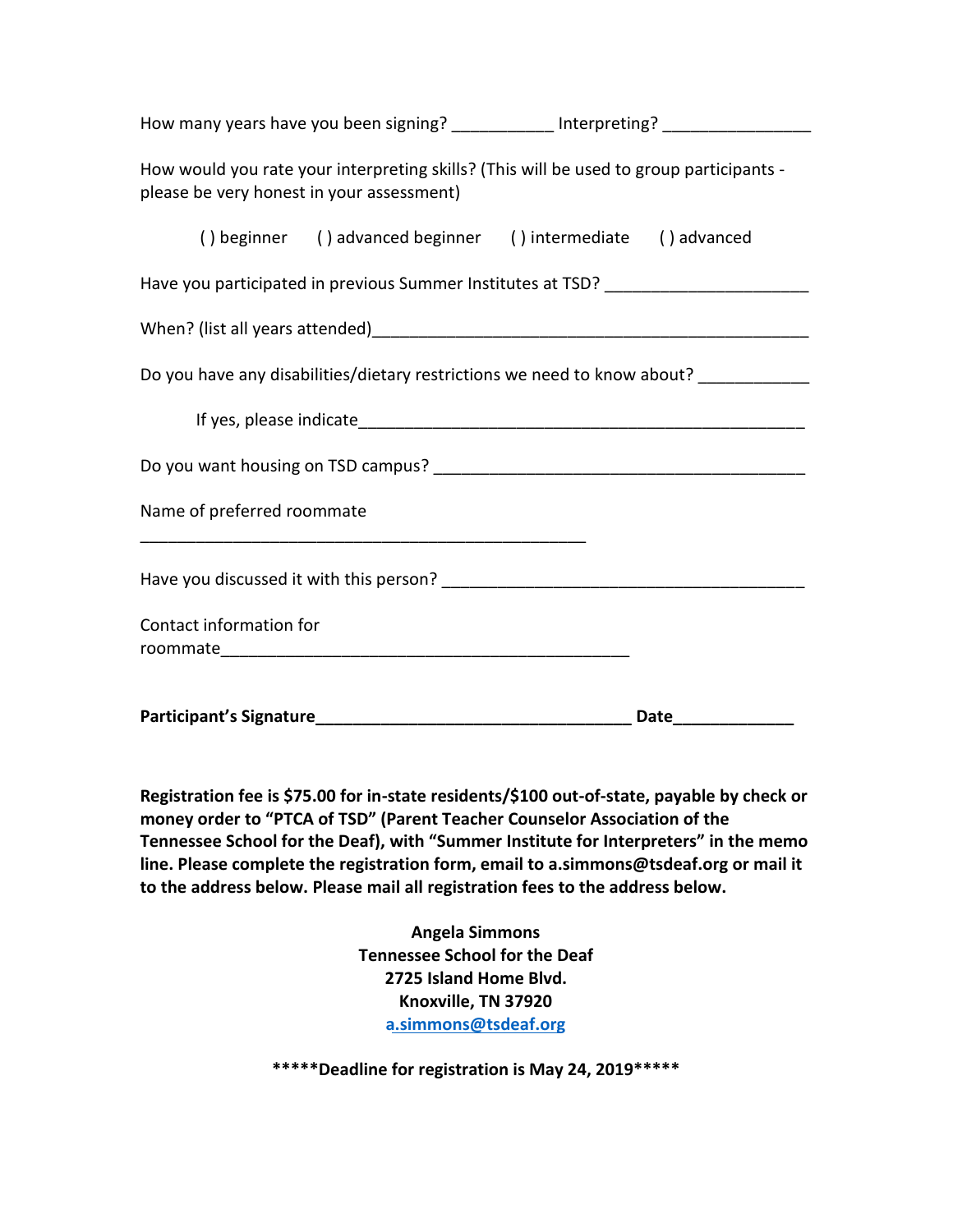How many years have you been signing? ___________ Interpreting? ________________

How would you rate your interpreting skills? (This will be used to group participants - please be very honest in your assessment)

( ) beginner ( ) advanced beginner ( ) intermediate ( ) advanced

Have you participated in previous Summer Institutes at TSD? ______________________

When? (list all years attended)_________________________________________________

Do you have any disabilities/dietary restrictions we need to know about? ____________

If yes, please indicate___________________________________________________

Do you want housing on TSD campus? __________________________________________

Name of preferred roommate

__________________________________________________

Have you discussed it with this person? _______________________________________

Contact information for roommate_____________________________________________

**Participant's Signature___________________________________ Date_____________**

**Registration fee is $75.00 for in-state residents/$100 out-of-state, payable by check or money order to "PTCA of TSD" (Parent Teacher Counselor Association of the Tennessee School for the Deaf), with "Summer Institute for Interpreters" in the memo line. Please complete the registration form, email to a.simmons@tsdeaf.org or mail it to the address below. Please mail all registration fees to the address below.**

**Angela Simmons**
**Tennessee School for the Deaf**
**2725 Island Home Blvd.**
**Knoxville, TN 37920**
**a.simmons@tsdeaf.org**

**\*\*\*\*\*Deadline for registration is May 24, 2019\*\*\*\*\***